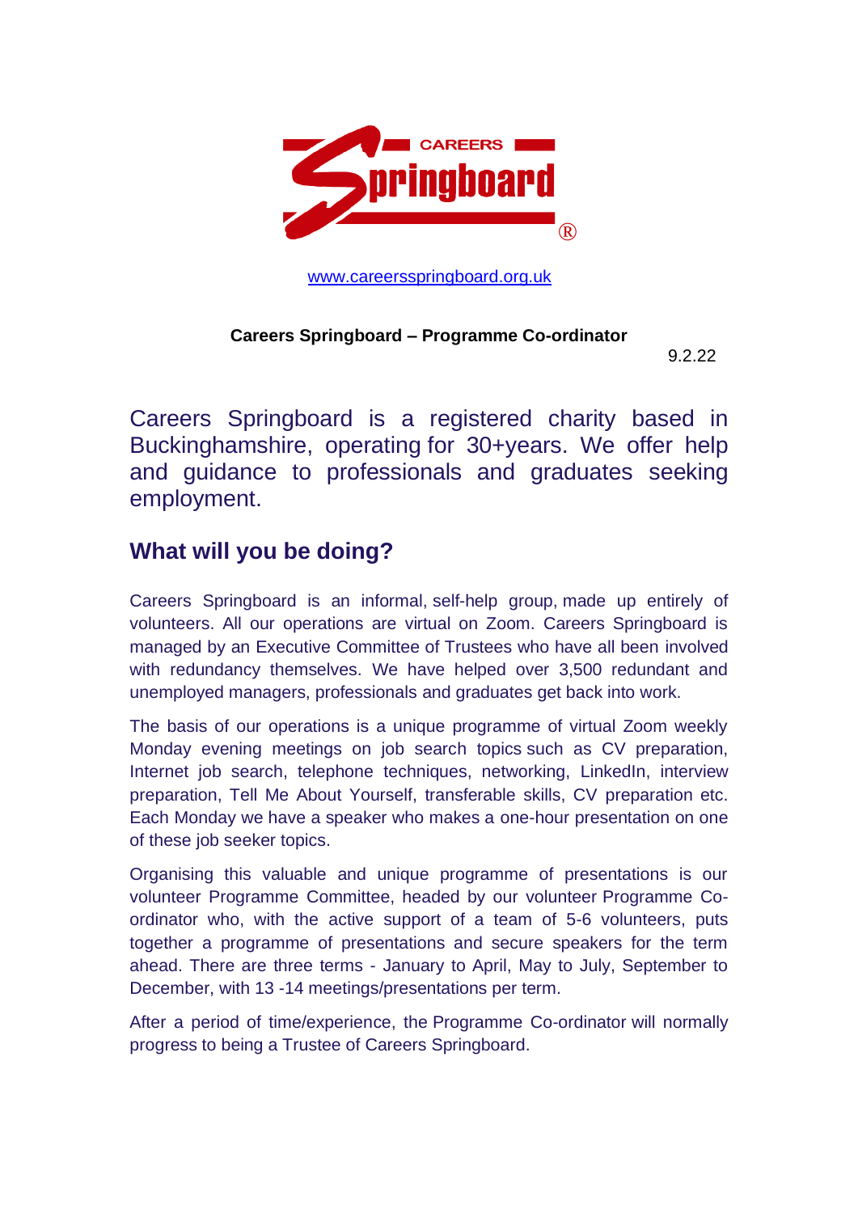CAREERS Springboard ®

[www.careersspringboard.org.uk](http://www.careersspringboard.org.uk)

**Careers Springboard – Programme Co-ordinator**

9.2.22

Careers Springboard is a registered charity based in Buckinghamshire, operating for 30+years. We offer help and guidance to professionals and graduates seeking employment.

## What will you be doing?

Careers Springboard is an informal, self-help group, made up entirely of volunteers. All our operations are virtual on Zoom. Careers Springboard is managed by an Executive Committee of Trustees who have all been involved with redundancy themselves. We have helped over 3,500 redundant and unemployed managers, professionals and graduates get back into work.

The basis of our operations is a unique programme of virtual Zoom weekly Monday evening meetings on job search topics such as CV preparation, Internet job search, telephone techniques, networking, LinkedIn, interview preparation, Tell Me About Yourself, transferable skills, CV preparation etc. Each Monday we have a speaker who makes a one-hour presentation on one of these job seeker topics.

Organising this valuable and unique programme of presentations is our volunteer Programme Committee, headed by our volunteer Programme Co-ordinator who, with the active support of a team of 5-6 volunteers, puts together a programme of presentations and secure speakers for the term ahead. There are three terms - January to April, May to July, September to December, with 13 -14 meetings/presentations per term.

After a period of time/experience, the Programme Co-ordinator will normally progress to being a Trustee of Careers Springboard.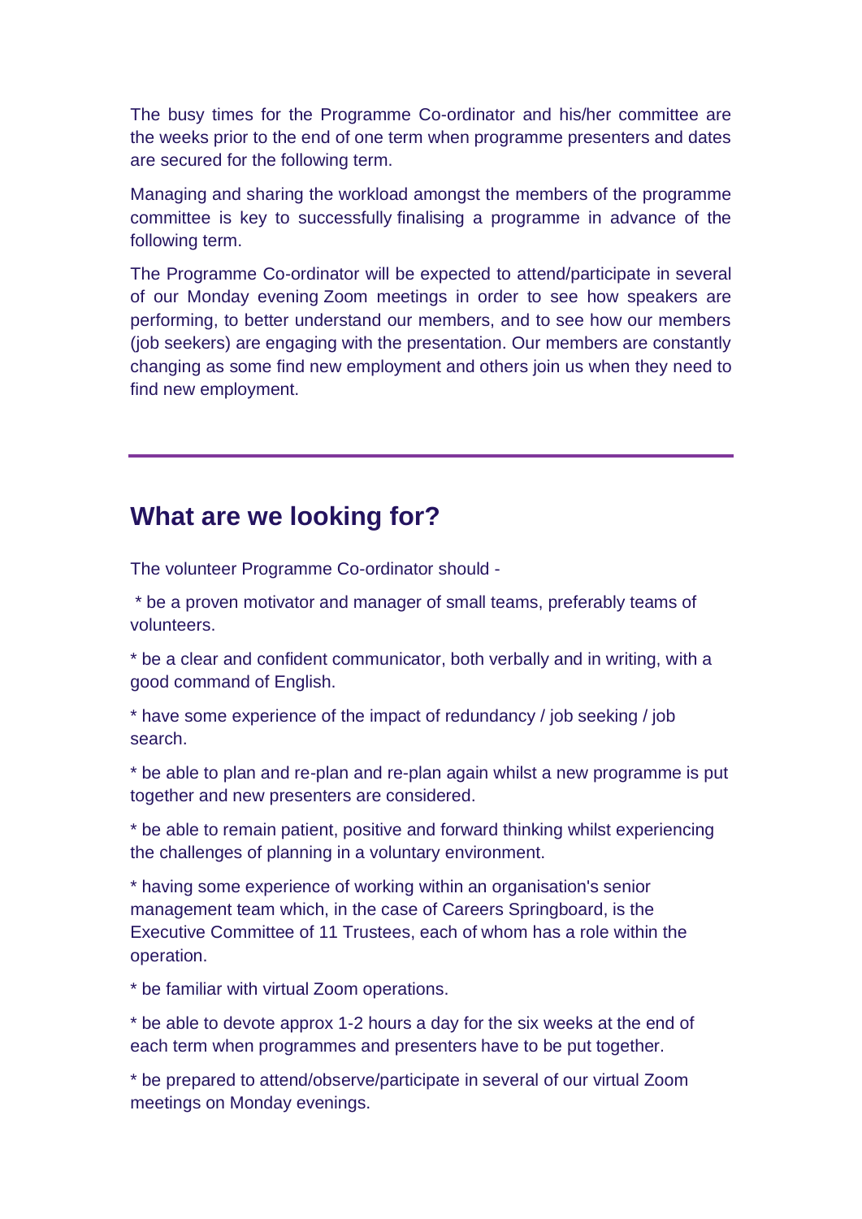The busy times for the Programme Co-ordinator and his/her committee are the weeks prior to the end of one term when programme presenters and dates are secured for the following term.

Managing and sharing the workload amongst the members of the programme committee is key to successfully finalising a programme in advance of the following term.

The Programme Co-ordinator will be expected to attend/participate in several of our Monday evening Zoom meetings in order to see how speakers are performing, to better understand our members, and to see how our members (job seekers) are engaging with the presentation. Our members are constantly changing as some find new employment and others join us when they need to find new employment.

---

## What are we looking for?

The volunteer Programme Co-ordinator should -

* be a proven motivator and manager of small teams, preferably teams of volunteers.

* be a clear and confident communicator, both verbally and in writing, with a good command of English.

* have some experience of the impact of redundancy / job seeking / job search.

* be able to plan and re-plan and re-plan again whilst a new programme is put together and new presenters are considered.

* be able to remain patient, positive and forward thinking whilst experiencing the challenges of planning in a voluntary environment.

* having some experience of working within an organisation's senior management team which, in the case of Careers Springboard, is the Executive Committee of 11 Trustees, each of whom has a role within the operation.

* be familiar with virtual Zoom operations.

* be able to devote approx 1-2 hours a day for the six weeks at the end of each term when programmes and presenters have to be put together.

* be prepared to attend/observe/participate in several of our virtual Zoom meetings on Monday evenings.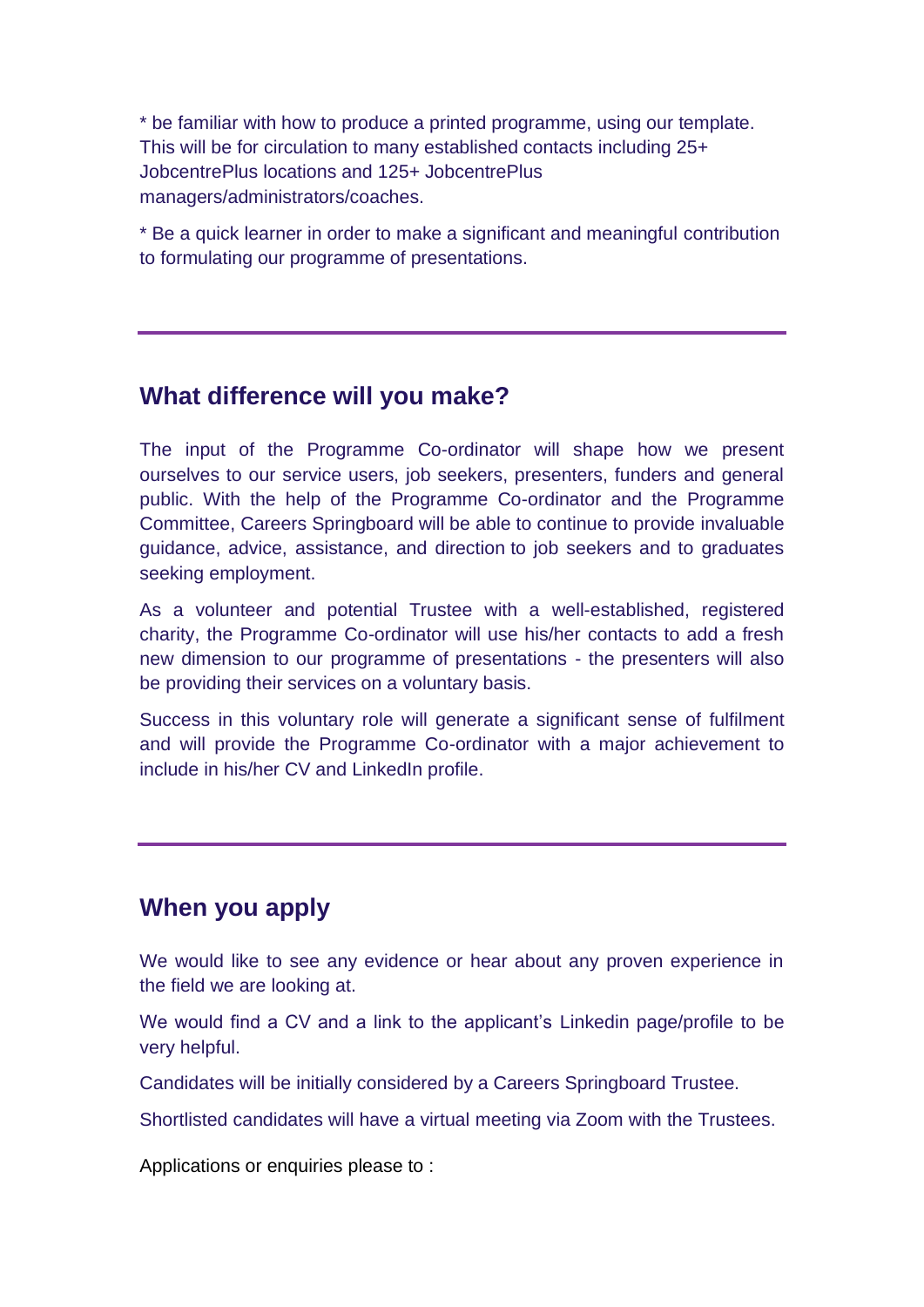* be familiar with how to produce a printed programme, using our template. This will be for circulation to many established contacts including 25+ JobcentrePlus locations and 125+ JobcentrePlus managers/administrators/coaches.

* Be a quick learner in order to make a significant and meaningful contribution to formulating our programme of presentations.

---

## What difference will you make?

The input of the Programme Co-ordinator will shape how we present ourselves to our service users, job seekers, presenters, funders and general public. With the help of the Programme Co-ordinator and the Programme Committee, Careers Springboard will be able to continue to provide invaluable guidance, advice, assistance, and direction to job seekers and to graduates seeking employment.

As a volunteer and potential Trustee with a well-established, registered charity, the Programme Co-ordinator will use his/her contacts to add a fresh new dimension to our programme of presentations - the presenters will also be providing their services on a voluntary basis.

Success in this voluntary role will generate a significant sense of fulfilment and will provide the Programme Co-ordinator with a major achievement to include in his/her CV and LinkedIn profile.

---

## When you apply

We would like to see any evidence or hear about any proven experience in the field we are looking at.

We would find a CV and a link to the applicant's Linkedin page/profile to be very helpful.

Candidates will be initially considered by a Careers Springboard Trustee.

Shortlisted candidates will have a virtual meeting via Zoom with the Trustees.

Applications or enquiries please to :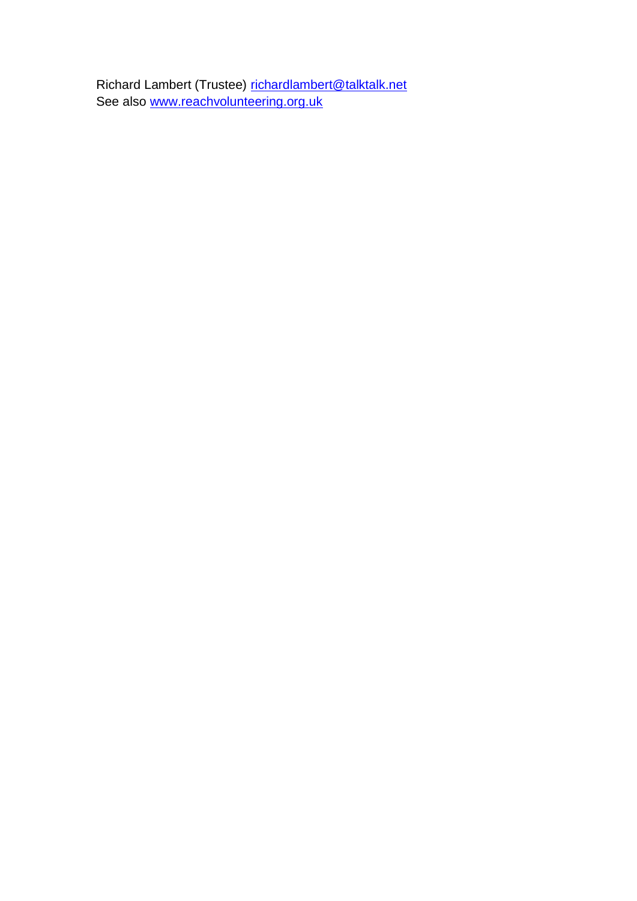Richard Lambert (Trustee) richardlambert@talktalk.net
See also www.reachvolunteering.org.uk